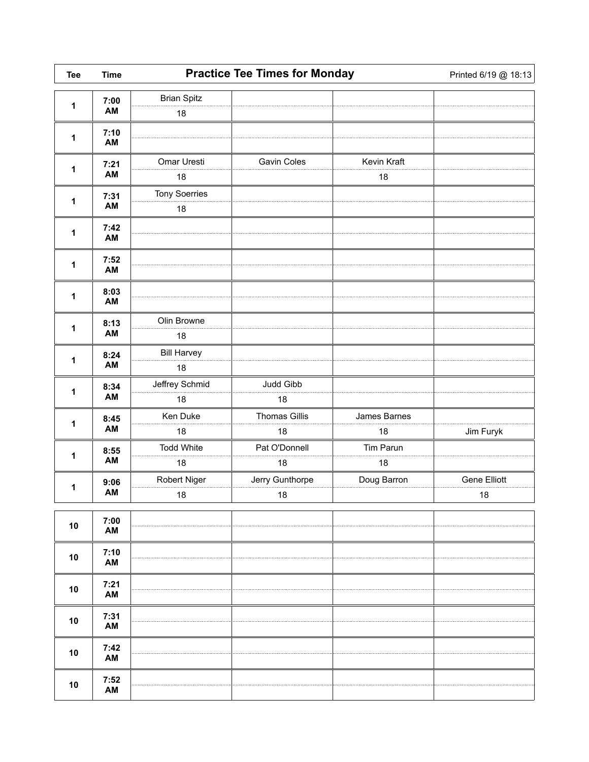# Practice Tee Times for Monday

Printed 6/19 @ 18:13

| Tee | Time | Player 1 | Player 2 | Player 3 | Player 4 |
|---|---|---|---|---|---|
| 1 | 7:00 AM | Brian Spitz 18 | | | |
| 1 | 7:10 AM | | | | |
| 1 | 7:21 AM | Omar Uresti 18 | Gavin Coles | Kevin Kraft 18 | |
| 1 | 7:31 AM | Tony Soerries 18 | | | |
| 1 | 7:42 AM | | | | |
| 1 | 7:52 AM | | | | |
| 1 | 8:03 AM | | | | |
| 1 | 8:13 AM | Olin Browne 18 | | | |
| 1 | 8:24 AM | Bill Harvey 18 | | | |
| 1 | 8:34 AM | Jeffrey Schmid 18 | Judd Gibb 18 | | |
| 1 | 8:45 AM | Ken Duke 18 | Thomas Gillis 18 | James Barnes 18 | Jim Furyk |
| 1 | 8:55 AM | Todd White 18 | Pat O'Donnell 18 | Tim Parun 18 | |
| 1 | 9:06 AM | Robert Niger 18 | Jerry Gunthorpe 18 | Doug Barron | Gene Elliott 18 |
| 10 | 7:00 AM | | | | |
| 10 | 7:10 AM | | | | |
| 10 | 7:21 AM | | | | |
| 10 | 7:31 AM | | | | |
| 10 | 7:42 AM | | | | |
| 10 | 7:52 AM | | | | |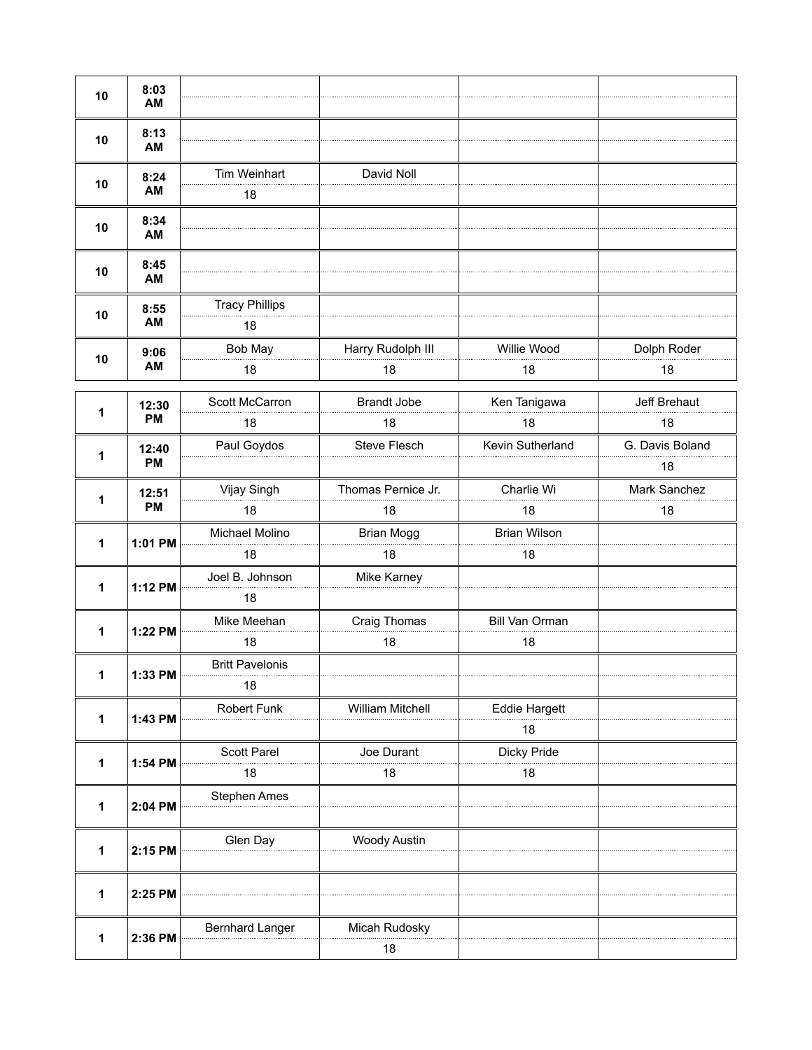| 10 | 8:03 AM | | | | |
|---|---|---|---|---|---|
| | | | | | |
| 10 | 8:13 AM | | | | |
| | | | | | |
| 10 | 8:24 AM | Tim Weinhart | David Noll | | |
| | | 18 | | | |
| 10 | 8:34 AM | | | | |
| | | | | | |
| 10 | 8:45 AM | | | | |
| | | | | | |
| 10 | 8:55 AM | Tracy Phillips | | | |
| | | 18 | | | |
| 10 | 9:06 AM | Bob May | Harry Rudolph III | Willie Wood | Dolph Roder |
| | | 18 | 18 | 18 | 18 |

| 1 | 12:30 PM | Scott McCarron | Brandt Jobe | Ken Tanigawa | Jeff Brehaut |
|---|---|---|---|---|---|
| | | 18 | 18 | 18 | 18 |
| 1 | 12:40 PM | Paul Goydos | Steve Flesch | Kevin Sutherland | G. Davis Boland |
| | | | | | 18 |
| 1 | 12:51 PM | Vijay Singh | Thomas Pernice Jr. | Charlie Wi | Mark Sanchez |
| | | 18 | 18 | 18 | 18 |
| 1 | 1:01 PM | Michael Molino | Brian Mogg | Brian Wilson | |
| | | 18 | 18 | 18 | |
| 1 | 1:12 PM | Joel B. Johnson | Mike Karney | | |
| | | 18 | | | |
| 1 | 1:22 PM | Mike Meehan | Craig Thomas | Bill Van Orman | |
| | | 18 | 18 | 18 | |
| 1 | 1:33 PM | Britt Pavelonis | | | |
| | | 18 | | | |
| 1 | 1:43 PM | Robert Funk | William Mitchell | Eddie Hargett | |
| | | | | 18 | |
| 1 | 1:54 PM | Scott Parel | Joe Durant | Dicky Pride | |
| | | 18 | 18 | 18 | |
| 1 | 2:04 PM | Stephen Ames | | | |
| | | | | | |
| 1 | 2:15 PM | Glen Day | Woody Austin | | |
| | | | | | |
| 1 | 2:25 PM | | | | |
| | | | | | |
| 1 | 2:36 PM | Bernhard Langer | Micah Rudosky | | |
| | | | 18 | | |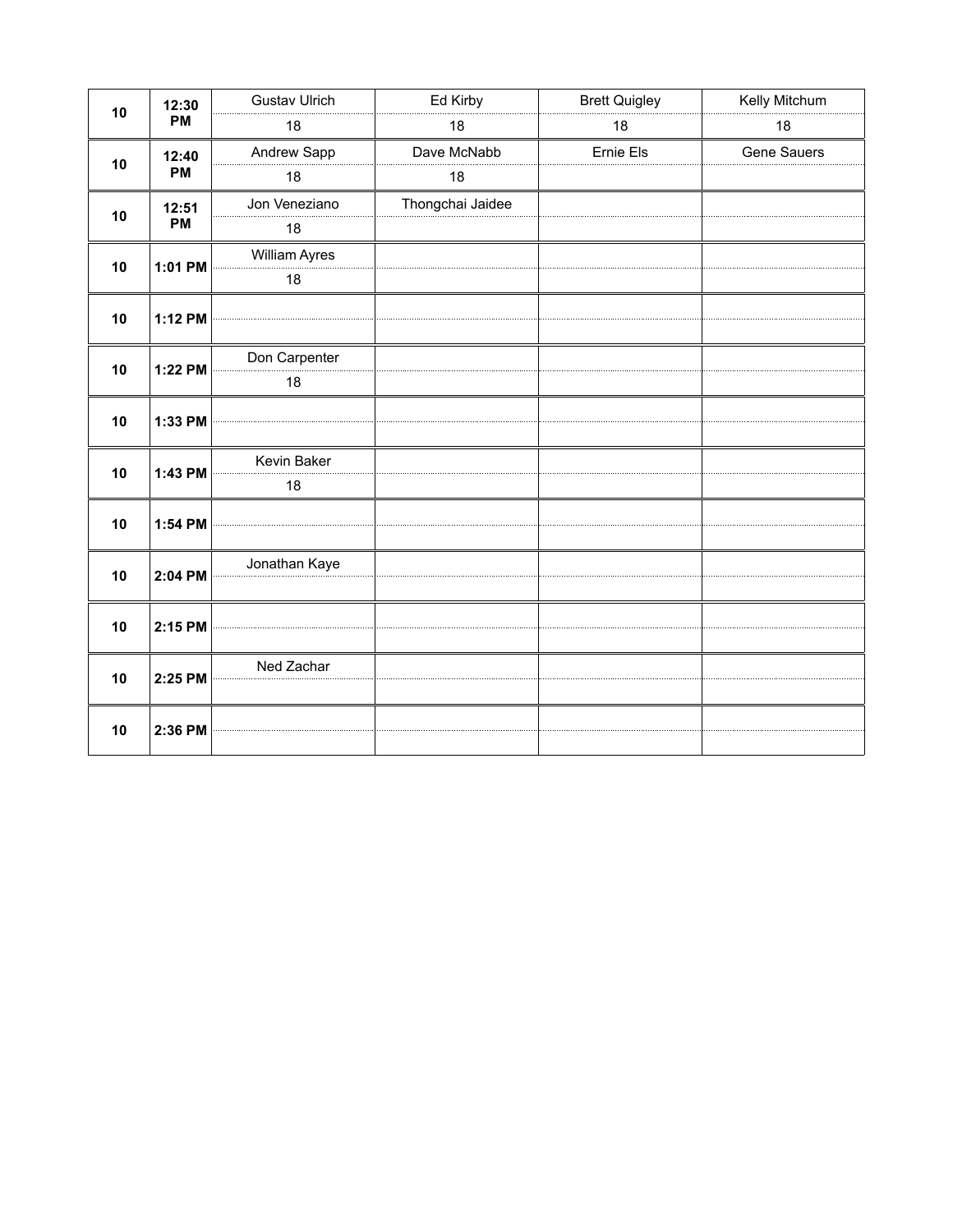| | | | | | |
|---|---|---|---|---|---|
| 10 | 12:30 PM | Gustav Ulrich<br>18 | Ed Kirby<br>18 | Brett Quigley<br>18 | Kelly Mitchum<br>18 |
| 10 | 12:40 PM | Andrew Sapp<br>18 | Dave McNabb<br>18 | Ernie Els | Gene Sauers |
| 10 | 12:51 PM | Jon Veneziano<br>18 | Thongchai Jaidee | | |
| 10 | 1:01 PM | William Ayres<br>18 | | | |
| 10 | 1:12 PM | | | | |
| 10 | 1:22 PM | Don Carpenter<br>18 | | | |
| 10 | 1:33 PM | | | | |
| 10 | 1:43 PM | Kevin Baker<br>18 | | | |
| 10 | 1:54 PM | | | | |
| 10 | 2:04 PM | Jonathan Kaye | | | |
| 10 | 2:15 PM | | | | |
| 10 | 2:25 PM | Ned Zachar | | | |
| 10 | 2:36 PM | | | | |